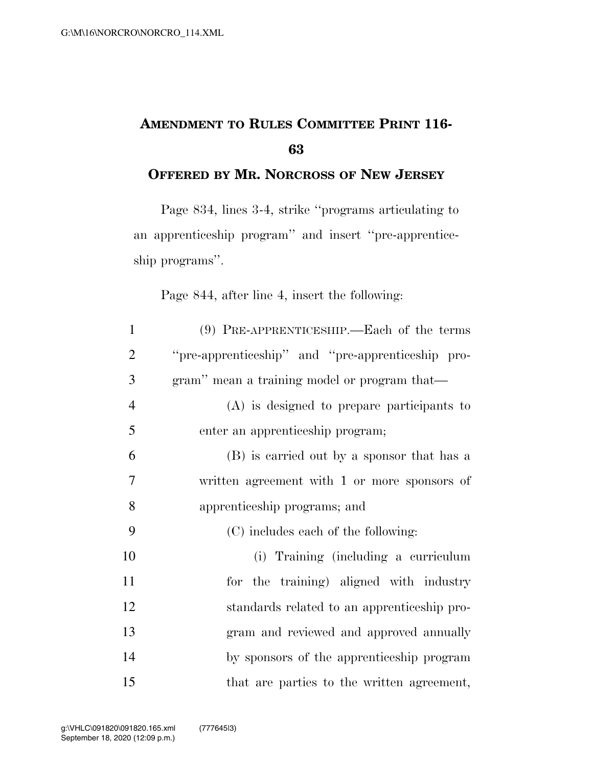# Amendment to Rules Committee Print 116-63

## Offered by Mr. Norcross of New Jersey

Page 834, lines 3-4, strike "programs articulating to an apprenticeship program" and insert "pre-apprenticeship programs".

Page 844, after line 4, insert the following:

(9) PRE-APPRENTICESHIP.—Each of the terms "pre-apprenticeship" and "pre-apprenticeship program" mean a training model or program that—

(A) is designed to prepare participants to enter an apprenticeship program;

(B) is carried out by a sponsor that has a written agreement with 1 or more sponsors of apprenticeship programs; and

(C) includes each of the following:

(i) Training (including a curriculum for the training) aligned with industry standards related to an apprenticeship program and reviewed and approved annually by sponsors of the apprenticeship program that are parties to the written agreement,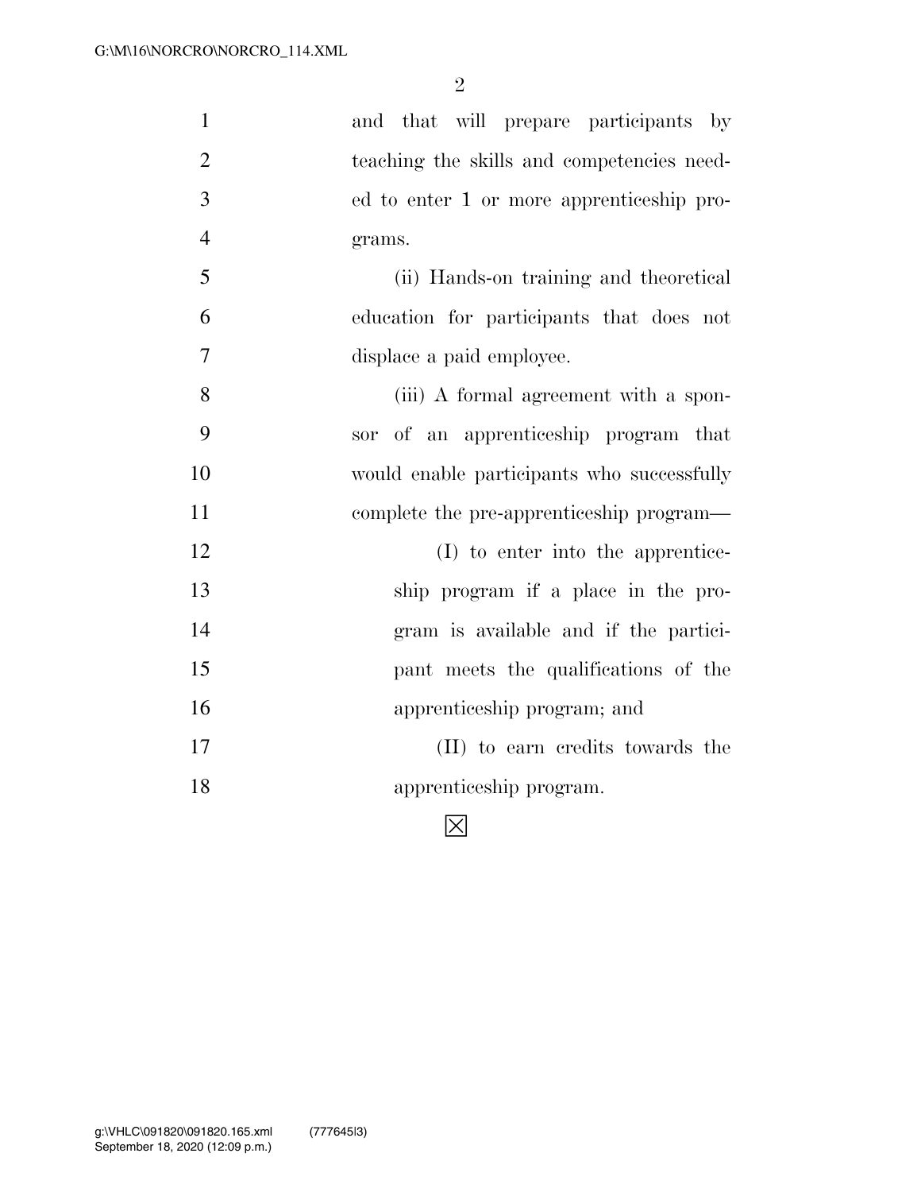and that will prepare participants by teaching the skills and competencies needed to enter 1 or more apprenticeship programs.

(ii) Hands-on training and theoretical education for participants that does not displace a paid employee.

(iii) A formal agreement with a sponsor of an apprenticeship program that would enable participants who successfully complete the pre-apprenticeship program—

(I) to enter into the apprenticeship program if a place in the program is available and if the participant meets the qualifications of the apprenticeship program; and

(II) to earn credits towards the apprenticeship program.